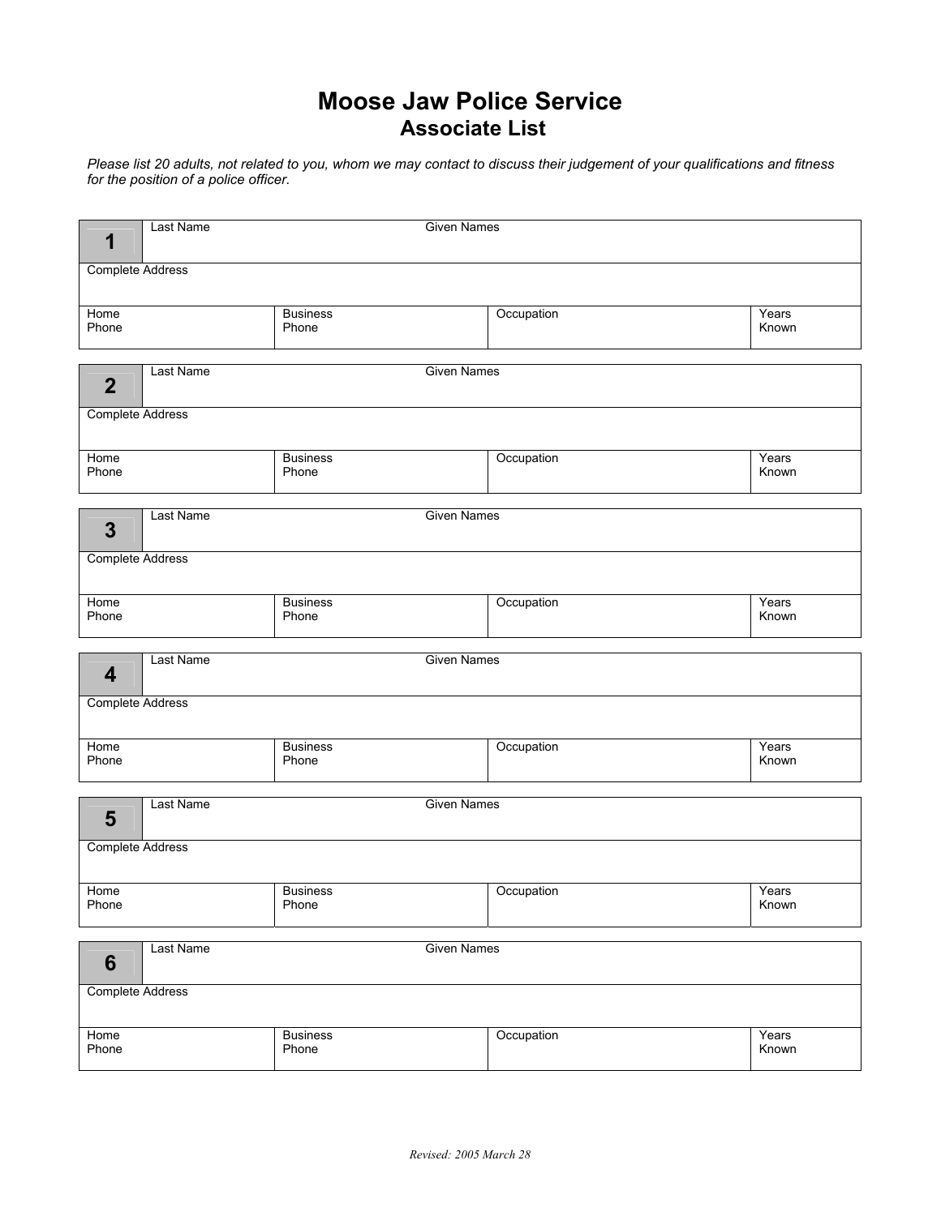# Moose Jaw Police Service
## Associate List

*Please list 20 adults, not related to you, whom we may contact to discuss their judgement of your qualifications and fitness for the position of a police officer.*

| **1** | Last Name | Given Names | |
|---|---|---|---|
| Complete Address | | | |
| Home Phone | Business Phone | Occupation | Years Known |

| **2** | Last Name | Given Names | |
|---|---|---|---|
| Complete Address | | | |
| Home Phone | Business Phone | Occupation | Years Known |

| **3** | Last Name | Given Names | |
|---|---|---|---|
| Complete Address | | | |
| Home Phone | Business Phone | Occupation | Years Known |

| **4** | Last Name | Given Names | |
|---|---|---|---|
| Complete Address | | | |
| Home Phone | Business Phone | Occupation | Years Known |

| **5** | Last Name | Given Names | |
|---|---|---|---|
| Complete Address | | | |
| Home Phone | Business Phone | Occupation | Years Known |

| **6** | Last Name | Given Names | |
|---|---|---|---|
| Complete Address | | | |
| Home Phone | Business Phone | Occupation | Years Known |

*Revised: 2005 March 28*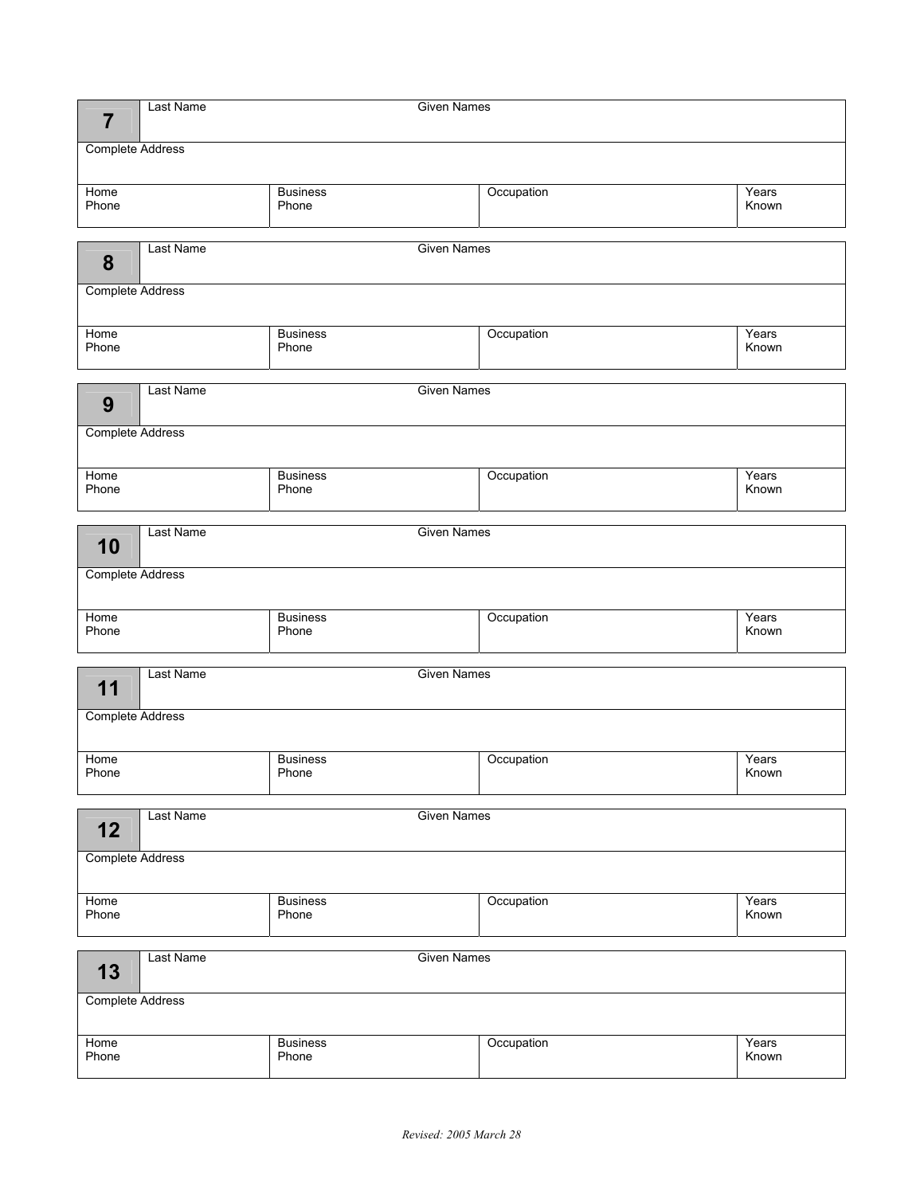| 7 | Last Name | Given Names | |
|---|---|---|---|
| Complete Address | | | |
| Home Phone | Business Phone | Occupation | Years Known |

| 8 | Last Name | Given Names | |
|---|---|---|---|
| Complete Address | | | |
| Home Phone | Business Phone | Occupation | Years Known |

| 9 | Last Name | Given Names | |
|---|---|---|---|
| Complete Address | | | |
| Home Phone | Business Phone | Occupation | Years Known |

| 10 | Last Name | Given Names | |
|---|---|---|---|
| Complete Address | | | |
| Home Phone | Business Phone | Occupation | Years Known |

| 11 | Last Name | Given Names | |
|---|---|---|---|
| Complete Address | | | |
| Home Phone | Business Phone | Occupation | Years Known |

| 12 | Last Name | Given Names | |
|---|---|---|---|
| Complete Address | | | |
| Home Phone | Business Phone | Occupation | Years Known |

| 13 | Last Name | Given Names | |
|---|---|---|---|
| Complete Address | | | |
| Home Phone | Business Phone | Occupation | Years Known |

*Revised: 2005 March 28*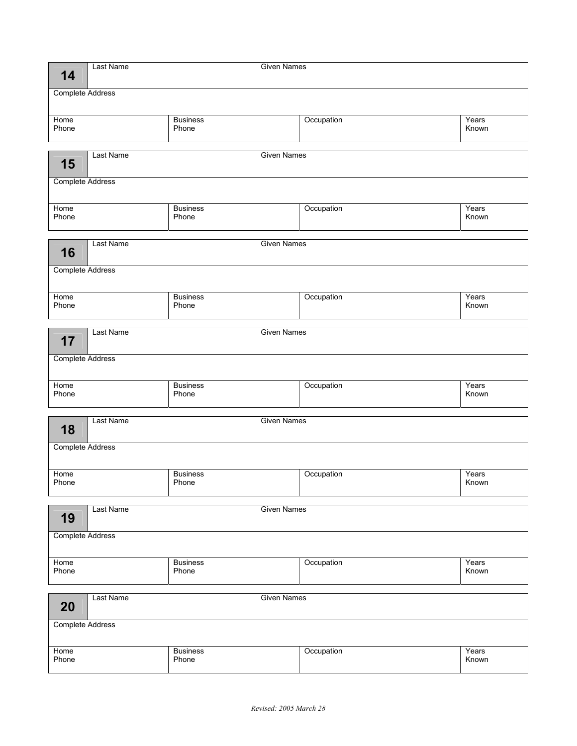| 14 | Last Name | Given Names | | |
|---|---|---|---|---|
| Complete Address | | | | |
| Home Phone | Business Phone | Occupation | Years Known | |

| 15 | Last Name | Given Names | | |
|---|---|---|---|---|
| Complete Address | | | | |
| Home Phone | Business Phone | Occupation | Years Known | |

| 16 | Last Name | Given Names | | |
|---|---|---|---|---|
| Complete Address | | | | |
| Home Phone | Business Phone | Occupation | Years Known | |

| 17 | Last Name | Given Names | | |
|---|---|---|---|---|
| Complete Address | | | | |
| Home Phone | Business Phone | Occupation | Years Known | |

| 18 | Last Name | Given Names | | |
|---|---|---|---|---|
| Complete Address | | | | |
| Home Phone | Business Phone | Occupation | Years Known | |

| 19 | Last Name | Given Names | | |
|---|---|---|---|---|
| Complete Address | | | | |
| Home Phone | Business Phone | Occupation | Years Known | |

| 20 | Last Name | Given Names | | |
|---|---|---|---|---|
| Complete Address | | | | |
| Home Phone | Business Phone | Occupation | Years Known | |

*Revised: 2005 March 28*